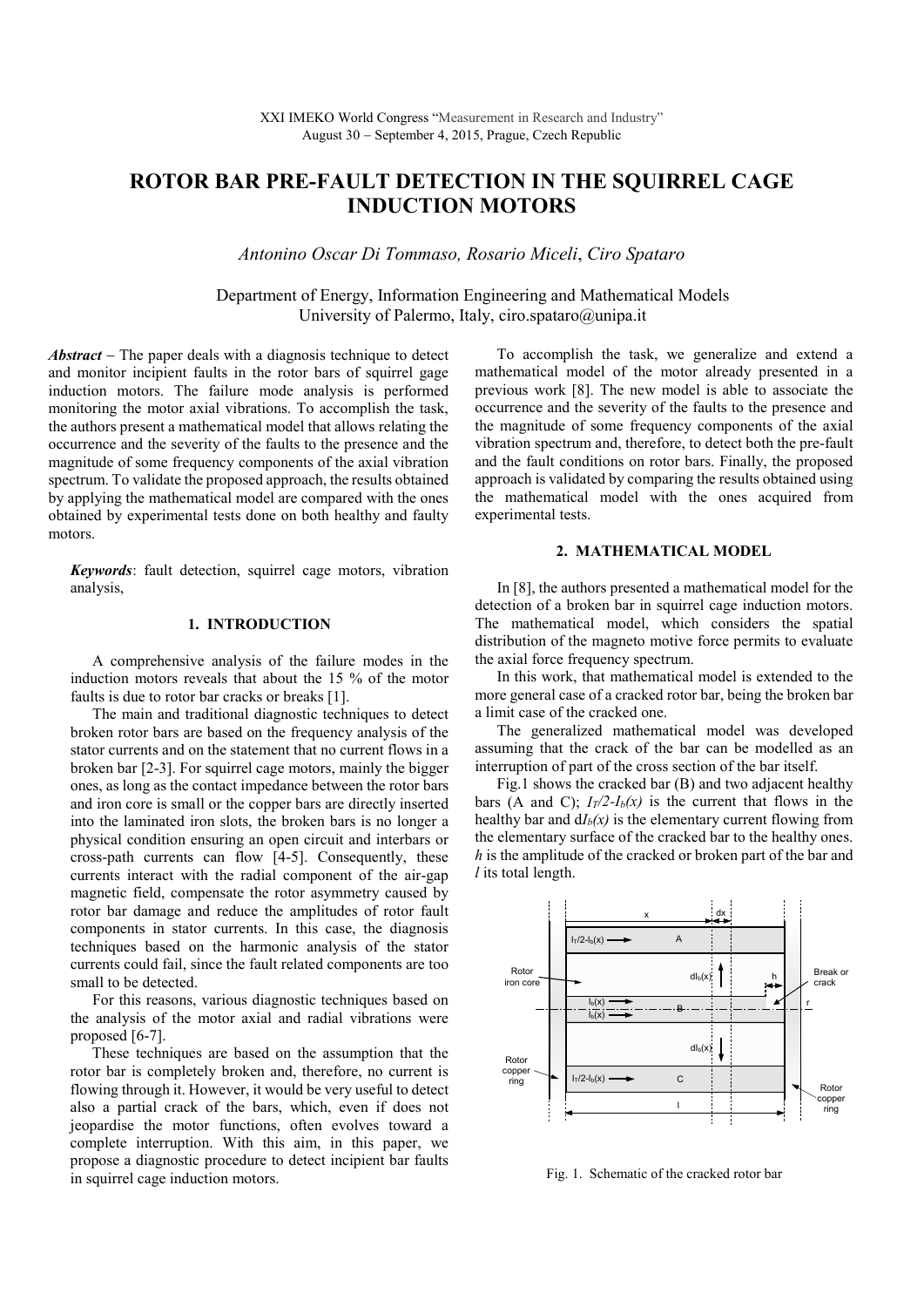XXI IMEKO World Congress "Measurement in Research and Industry"
August 30 – September 4, 2015, Prague, Czech Republic

# ROTOR BAR PRE-FAULT DETECTION IN THE SQUIRREL CAGE INDUCTION MOTORS

*Antonino Oscar Di Tommaso, Rosario Miceli, Ciro Spataro*

Department of Energy, Information Engineering and Mathematical Models
University of Palermo, Italy, ciro.spataro@unipa.it

***Abstract*** – The paper deals with a diagnosis technique to detect and monitor incipient faults in the rotor bars of squirrel gage induction motors. The failure mode analysis is performed monitoring the motor axial vibrations. To accomplish the task, the authors present a mathematical model that allows relating the occurrence and the severity of the faults to the presence and the magnitude of some frequency components of the axial vibration spectrum. To validate the proposed approach, the results obtained by applying the mathematical model are compared with the ones obtained by experimental tests done on both healthy and faulty motors.

***Keywords***: fault detection, squirrel cage motors, vibration analysis,

## 1. INTRODUCTION

A comprehensive analysis of the failure modes in the induction motors reveals that about the 15 % of the motor faults is due to rotor bar cracks or breaks [1].

The main and traditional diagnostic techniques to detect broken rotor bars are based on the frequency analysis of the stator currents and on the statement that no current flows in a broken bar [2-3]. For squirrel cage motors, mainly the bigger ones, as long as the contact impedance between the rotor bars and iron core is small or the copper bars are directly inserted into the laminated iron slots, the broken bars is no longer a physical condition ensuring an open circuit and interbars or cross-path currents can flow [4-5]. Consequently, these currents interact with the radial component of the air-gap magnetic field, compensate the rotor asymmetry caused by rotor bar damage and reduce the amplitudes of rotor fault components in stator currents. In this case, the diagnosis techniques based on the harmonic analysis of the stator currents could fail, since the fault related components are too small to be detected.

For this reasons, various diagnostic techniques based on the analysis of the motor axial and radial vibrations were proposed [6-7].

These techniques are based on the assumption that the rotor bar is completely broken and, therefore, no current is flowing through it. However, it would be very useful to detect also a partial crack of the bars, which, even if does not jeopardise the motor functions, often evolves toward a complete interruption. With this aim, in this paper, we propose a diagnostic procedure to detect incipient bar faults in squirrel cage induction motors.

To accomplish the task, we generalize and extend a mathematical model of the motor already presented in a previous work [8]. The new model is able to associate the occurrence and the severity of the faults to the presence and the magnitude of some frequency components of the axial vibration spectrum and, therefore, to detect both the pre-fault and the fault conditions on rotor bars. Finally, the proposed approach is validated by comparing the results obtained using the mathematical model with the ones acquired from experimental tests.

## 2. MATHEMATICAL MODEL

In [8], the authors presented a mathematical model for the detection of a broken bar in squirrel cage induction motors. The mathematical model, which considers the spatial distribution of the magneto motive force permits to evaluate the axial force frequency spectrum.

In this work, that mathematical model is extended to the more general case of a cracked rotor bar, being the broken bar a limit case of the cracked one.

The generalized mathematical model was developed assuming that the crack of the bar can be modelled as an interruption of part of the cross section of the bar itself.

Fig.1 shows the cracked bar (B) and two adjacent healthy bars (A and C); $I_T/2-I_b(x)$ is the current that flows in the healthy bar and $dI_b(x)$ is the elementary current flowing from the elementary surface of the cracked bar to the healthy ones. $h$ is the amplitude of the cracked or broken part of the bar and $l$ its total length.

Fig. 1. Schematic of the cracked rotor bar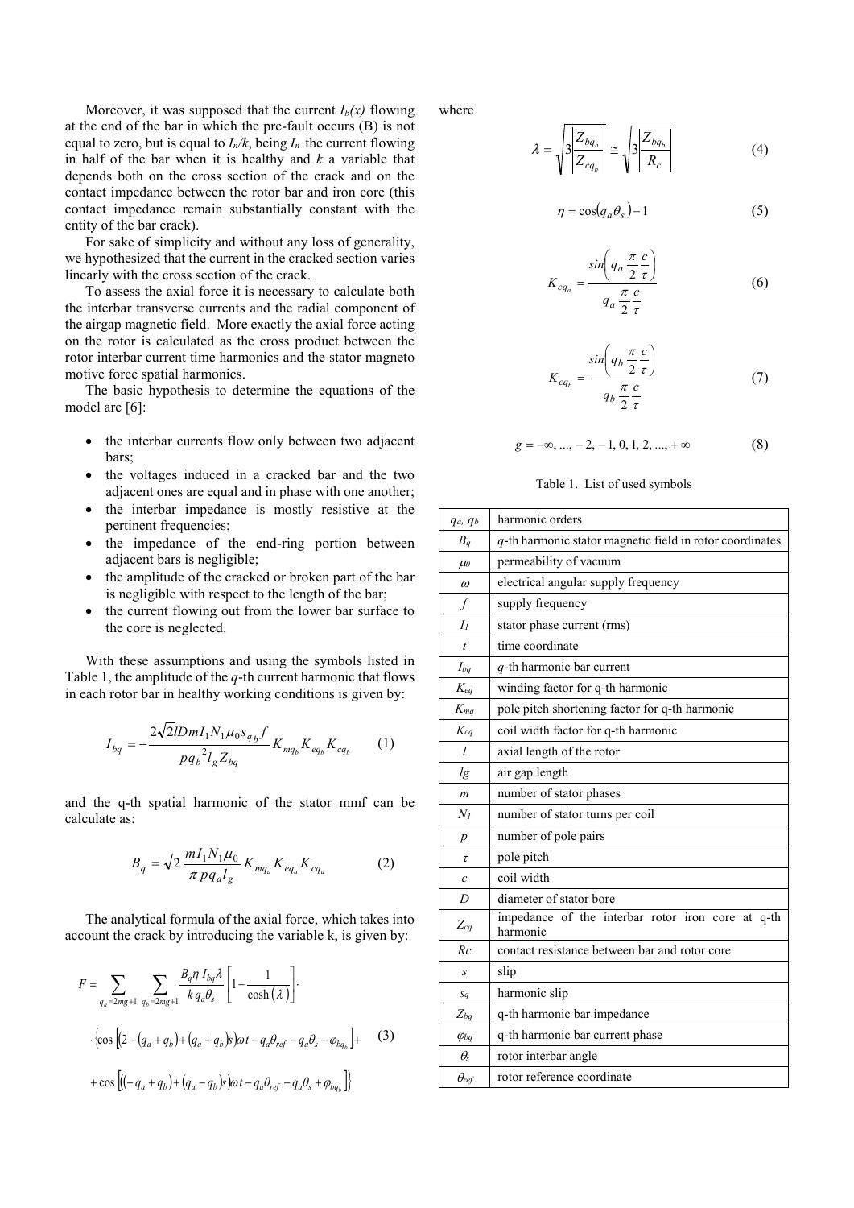Moreover, it was supposed that the current $I_b(x)$ flowing at the end of the bar in which the pre-fault occurs (B) is not equal to zero, but is equal to $I_n/k$, being $I_n$ the current flowing in half of the bar when it is healthy and $k$ a variable that depends both on the cross section of the crack and on the contact impedance between the rotor bar and iron core (this contact impedance remain substantially constant with the entity of the bar crack).

For sake of simplicity and without any loss of generality, we hypothesized that the current in the cracked section varies linearly with the cross section of the crack.

To assess the axial force it is necessary to calculate both the interbar transverse currents and the radial component of the airgap magnetic field. More exactly the axial force acting on the rotor is calculated as the cross product between the rotor interbar current time harmonics and the stator magneto motive force spatial harmonics.

The basic hypothesis to determine the equations of the model are [6]:

- the interbar currents flow only between two adjacent bars;
- the voltages induced in a cracked bar and the two adjacent ones are equal and in phase with one another;
- the interbar impedance is mostly resistive at the pertinent frequencies;
- the impedance of the end-ring portion between adjacent bars is negligible;
- the amplitude of the cracked or broken part of the bar is negligible with respect to the length of the bar;
- the current flowing out from the lower bar surface to the core is neglected.

With these assumptions and using the symbols listed in Table 1, the amplitude of the $q$-th current harmonic that flows in each rotor bar in healthy working conditions is given by:

$$I_{bq} = -\frac{2\sqrt{2}lDmI_1N_1\mu_0 s_{q_b} f}{pq_b{}^2 l_g Z_{bq}} K_{mq_b} K_{eq_b} K_{cq_b} \tag{1}$$

and the q-th spatial harmonic of the stator mmf can be calculate as:

$$B_q = \sqrt{2}\,\frac{mI_1N_1\mu_0}{\pi\, pq_a l_g} K_{mq_a} K_{eq_a} K_{cq_a} \tag{2}$$

The analytical formula of the axial force, which takes into account the crack by introducing the variable k, is given by:

$$\begin{aligned} F = \sum_{q_a=2mg+1}\ \sum_{q_b=2mg+1} \frac{B_q \eta\, I_{bq} \lambda}{k\, q_a \theta_s}\left[1-\frac{1}{\cosh(\lambda)}\right]\cdot \\ \cdot\left\{\cos\left[\left(2-(q_a+q_b)+(q_a+q_b)s\right)\omega t - q_a\theta_{ref} - q_a\theta_s - \varphi_{bq_b}\right] + \right. \\ \left. + \cos\left[\left((-q_a+q_b)+(q_a-q_b)s\right)\omega t - q_a\theta_{ref} - q_a\theta_s + \varphi_{bq_b}\right]\right\} \end{aligned} \tag{3}$$

where

$$\lambda = \sqrt{3\frac{\left|Z_{bq_b}\right|}{\left|Z_{cq_b}\right|}} \cong \sqrt{3\frac{\left|Z_{bq_b}\right|}{R_c}} \tag{4}$$

$$\eta = \cos(q_a\theta_s) - 1 \tag{5}$$

$$K_{cq_a} = \frac{\sin\left(q_a \dfrac{\pi}{2}\dfrac{c}{\tau}\right)}{q_a \dfrac{\pi}{2}\dfrac{c}{\tau}} \tag{6}$$

$$K_{cq_b} = \frac{\sin\left(q_b \dfrac{\pi}{2}\dfrac{c}{\tau}\right)}{q_b \dfrac{\pi}{2}\dfrac{c}{\tau}} \tag{7}$$

$$g = -\infty, \ldots, -2, -1, 0, 1, 2, \ldots, +\infty \tag{8}$$

Table 1. List of used symbols

| | |
|---|---|
| $q_a$, $q_b$ | harmonic orders |
| $B_q$ | $q$-th harmonic stator magnetic field in rotor coordinates |
| $\mu_0$ | permeability of vacuum |
| $\omega$ | electrical angular supply frequency |
| $f$ | supply frequency |
| $I_1$ | stator phase current (rms) |
| $t$ | time coordinate |
| $I_{bq}$ | $q$-th harmonic bar current |
| $K_{eq}$ | winding factor for q-th harmonic |
| $K_{mq}$ | pole pitch shortening factor for q-th harmonic |
| $K_{cq}$ | coil width factor for q-th harmonic |
| $l$ | axial length of the rotor |
| $lg$ | air gap length |
| $m$ | number of stator phases |
| $N_1$ | number of stator turns per coil |
| $p$ | number of pole pairs |
| $\tau$ | pole pitch |
| $c$ | coil width |
| $D$ | diameter of stator bore |
| $Z_{cq}$ | impedance of the interbar rotor iron core at q-th harmonic |
| $Rc$ | contact resistance between bar and rotor core |
| $s$ | slip |
| $s_q$ | harmonic slip |
| $Z_{bq}$ | q-th harmonic bar impedance |
| $\varphi_{bq}$ | q-th harmonic bar current phase |
| $\theta_s$ | rotor interbar angle |
| $\theta_{ref}$ | rotor reference coordinate |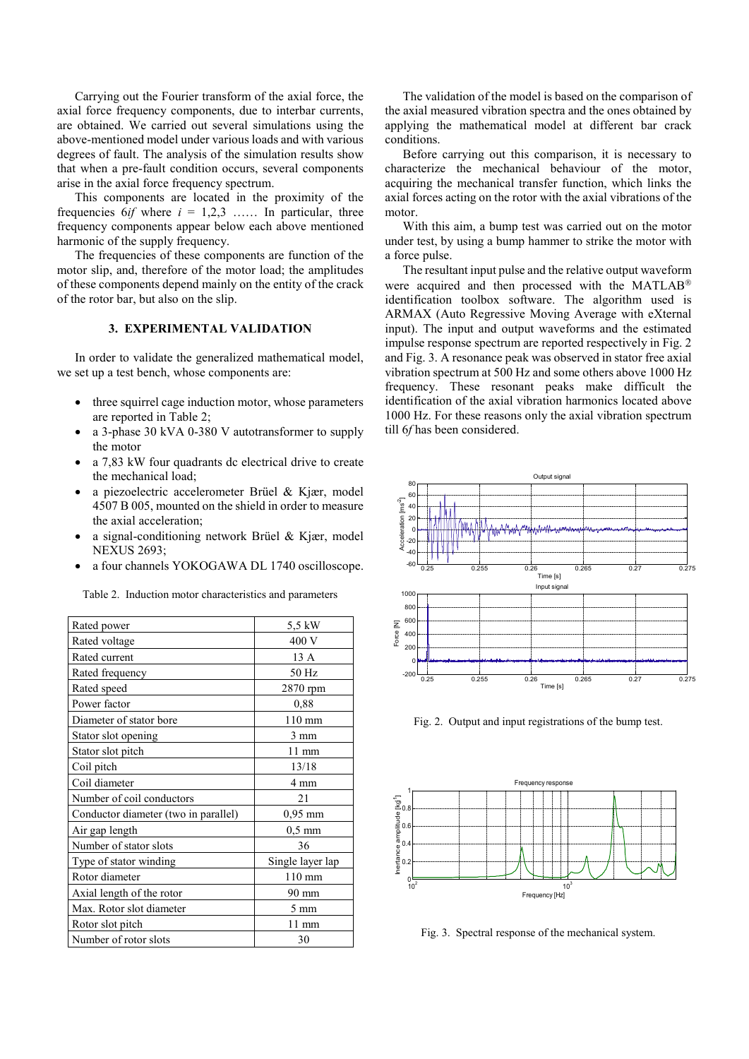Carrying out the Fourier transform of the axial force, the axial force frequency components, due to interbar currents, are obtained. We carried out several simulations using the above-mentioned model under various loads and with various degrees of fault. The analysis of the simulation results show that when a pre-fault condition occurs, several components arise in the axial force frequency spectrum.

This components are located in the proximity of the frequencies $6if$ where $i = 1,2,3$ …… In particular, three frequency components appear below each above mentioned harmonic of the supply frequency.

The frequencies of these components are function of the motor slip, and, therefore of the motor load; the amplitudes of these components depend mainly on the entity of the crack of the rotor bar, but also on the slip.

### 3. EXPERIMENTAL VALIDATION

In order to validate the generalized mathematical model, we set up a test bench, whose components are:

- three squirrel cage induction motor, whose parameters are reported in Table 2;
- a 3-phase 30 kVA 0-380 V autotransformer to supply the motor
- a 7,83 kW four quadrants dc electrical drive to create the mechanical load;
- a piezoelectric accelerometer Brüel & Kjær, model 4507 B 005, mounted on the shield in order to measure the axial acceleration;
- a signal-conditioning network Brüel & Kjær, model NEXUS 2693;
- a four channels YOKOGAWA DL 1740 oscilloscope.

Table 2. Induction motor characteristics and parameters

| | |
|---|---|
| Rated power | 5,5 kW |
| Rated voltage | 400 V |
| Rated current | 13 A |
| Rated frequency | 50 Hz |
| Rated speed | 2870 rpm |
| Power factor | 0,88 |
| Diameter of stator bore | 110 mm |
| Stator slot opening | 3 mm |
| Stator slot pitch | 11 mm |
| Coil pitch | 13/18 |
| Coil diameter | 4 mm |
| Number of coil conductors | 21 |
| Conductor diameter (two in parallel) | 0,95 mm |
| Air gap length | 0,5 mm |
| Number of stator slots | 36 |
| Type of stator winding | Single layer lap |
| Rotor diameter | 110 mm |
| Axial length of the rotor | 90 mm |
| Max. Rotor slot diameter | 5 mm |
| Rotor slot pitch | 11 mm |
| Number of rotor slots | 30 |

The validation of the model is based on the comparison of the axial measured vibration spectra and the ones obtained by applying the mathematical model at different bar crack conditions.

Before carrying out this comparison, it is necessary to characterize the mechanical behaviour of the motor, acquiring the mechanical transfer function, which links the axial forces acting on the rotor with the axial vibrations of the motor.

With this aim, a bump test was carried out on the motor under test, by using a bump hammer to strike the motor with a force pulse.

The resultant input pulse and the relative output waveform were acquired and then processed with the MATLAB® identification toolbox software. The algorithm used is ARMAX (Auto Regressive Moving Average with eXternal input). The input and output waveforms and the estimated impulse response spectrum are reported respectively in Fig. 2 and Fig. 3. A resonance peak was observed in stator free axial vibration spectrum at 500 Hz and some others above 1000 Hz frequency. These resonant peaks make difficult the identification of the axial vibration harmonics located above 1000 Hz. For these reasons only the axial vibration spectrum till $6f$ has been considered.

Fig. 2. Output and input registrations of the bump test.

Fig. 3. Spectral response of the mechanical system.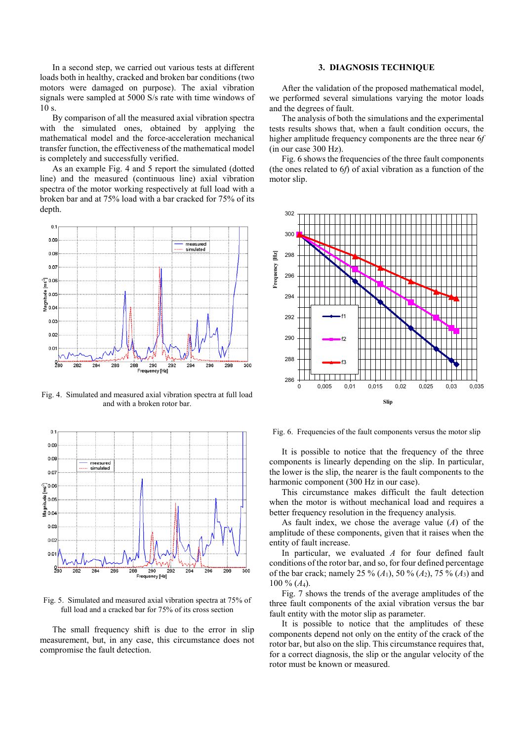In a second step, we carried out various tests at different loads both in healthy, cracked and broken bar conditions (two motors were damaged on purpose). The axial vibration signals were sampled at 5000 S/s rate with time windows of 10 s.

By comparison of all the measured axial vibration spectra with the simulated ones, obtained by applying the mathematical model and the force-acceleration mechanical transfer function, the effectiveness of the mathematical model is completely and successfully verified.

As an example Fig. 4 and 5 report the simulated (dotted line) and the measured (continuous line) axial vibration spectra of the motor working respectively at full load with a broken bar and at 75% load with a bar cracked for 75% of its depth.

Fig. 4. Simulated and measured axial vibration spectra at full load and with a broken rotor bar.

Fig. 5. Simulated and measured axial vibration spectra at 75% of full load and a cracked bar for 75% of its cross section

The small frequency shift is due to the error in slip measurement, but, in any case, this circumstance does not compromise the fault detection.

## 3. DIAGNOSIS TECHNIQUE

After the validation of the proposed mathematical model, we performed several simulations varying the motor loads and the degrees of fault.

The analysis of both the simulations and the experimental tests results shows that, when a fault condition occurs, the higher amplitude frequency components are the three near $6f$ (in our case 300 Hz).

Fig. 6 shows the frequencies of the three fault components (the ones related to $6f$) of axial vibration as a function of the motor slip.

Fig. 6. Frequencies of the fault components versus the motor slip

It is possible to notice that the frequency of the three components is linearly depending on the slip. In particular, the lower is the slip, the nearer is the fault components to the harmonic component (300 Hz in our case).

This circumstance makes difficult the fault detection when the motor is without mechanical load and requires a better frequency resolution in the frequency analysis.

As fault index, we chose the average value ($A$) of the amplitude of these components, given that it raises when the entity of fault increase.

In particular, we evaluated $A$ for four defined fault conditions of the rotor bar, and so, for four defined percentage of the bar crack; namely 25 % ($A_1$), 50 % ($A_2$), 75 % ($A_3$) and 100 % ($A_4$).

Fig. 7 shows the trends of the average amplitudes of the three fault components of the axial vibration versus the bar fault entity with the motor slip as parameter.

It is possible to notice that the amplitudes of these components depend not only on the entity of the crack of the rotor bar, but also on the slip. This circumstance requires that, for a correct diagnosis, the slip or the angular velocity of the rotor must be known or measured.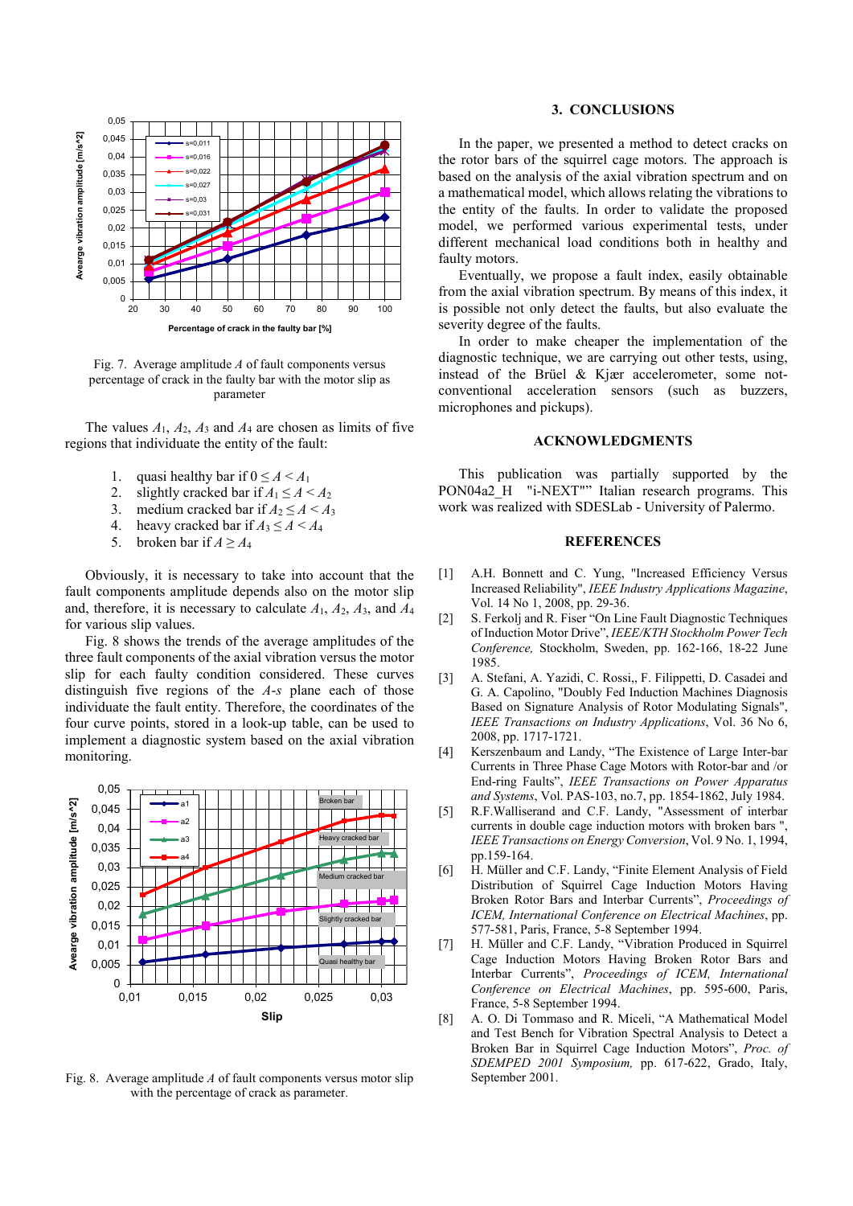0,05
0,045
0,04
0,035
0,03
0,025
0,02
0,015
0,01
0,005
0

20 30 40 50 60 70 80 90 100

Avearge vibration amplitude [m/s^2]

Percentage of crack in the faulty bar [%]

s=0,011
s=0,016
s=0,022
s=0,027
s=0,03
s=0,031

Fig. 7. Average amplitude $A$ of fault components versus percentage of crack in the faulty bar with the motor slip as parameter

The values $A_1$, $A_2$, $A_3$ and $A_4$ are chosen as limits of five regions that individuate the entity of the fault:

1. quasi healthy bar if $0 \leq A < A_1$
2. slightly cracked bar if $A_1 \leq A < A_2$
3. medium cracked bar if $A_2 \leq A < A_3$
4. heavy cracked bar if $A_3 \leq A < A_4$
5. broken bar if $A \geq A_4$

Obviously, it is necessary to take into account that the fault components amplitude depends also on the motor slip and, therefore, it is necessary to calculate $A_1$, $A_2$, $A_3$, and $A_4$ for various slip values.

Fig. 8 shows the trends of the average amplitudes of the three fault components of the axial vibration versus the motor slip for each faulty condition considered. These curves distinguish five regions of the $A$-$s$ plane each of those individuate the fault entity. Therefore, the coordinates of the four curve points, stored in a look-up table, can be used to implement a diagnostic system based on the axial vibration monitoring.

0,05
0,045
0,04
0,035
0,03
0,025
0,02
0,015
0,01
0,005
0

0,01 0,015 0,02 0,025 0,03

Avearge vibration amplitude [m/s^2]

Slip

a1
a2
a3
a4

Broken bar
Heavy cracked bar
Medium cracked bar
Slightly cracked bar
Quasi healthy bar

Fig. 8. Average amplitude $A$ of fault components versus motor slip with the percentage of crack as parameter.

## 3. CONCLUSIONS

In the paper, we presented a method to detect cracks on the rotor bars of the squirrel cage motors. The approach is based on the analysis of the axial vibration spectrum and on a mathematical model, which allows relating the vibrations to the entity of the faults. In order to validate the proposed model, we performed various experimental tests, under different mechanical load conditions both in healthy and faulty motors.

Eventually, we propose a fault index, easily obtainable from the axial vibration spectrum. By means of this index, it is possible not only detect the faults, but also evaluate the severity degree of the faults.

In order to make cheaper the implementation of the diagnostic technique, we are carrying out other tests, using, instead of the Brüel & Kjær accelerometer, some not-conventional acceleration sensors (such as buzzers, microphones and pickups).

## ACKNOWLEDGMENTS

This publication was partially supported by the PON04a2_H "i-NEXT"" Italian research programs. This work was realized with SDESLab - University of Palermo.

## REFERENCES

[1] A.H. Bonnett and C. Yung, "Increased Efficiency Versus Increased Reliability", *IEEE Industry Applications Magazine*, Vol. 14 No 1, 2008, pp. 29-36.

[2] S. Ferkolj and R. Fiser "On Line Fault Diagnostic Techniques of Induction Motor Drive", *IEEE/KTH Stockholm Power Tech Conference,* Stockholm, Sweden, pp. 162-166, 18-22 June 1985.

[3] A. Stefani, A. Yazidi, C. Rossi,, F. Filippetti, D. Casadei and G. A. Capolino, "Doubly Fed Induction Machines Diagnosis Based on Signature Analysis of Rotor Modulating Signals", *IEEE Transactions on Industry Applications*, Vol. 36 No 6, 2008, pp. 1717-1721.

[4] Kerszenbaum and Landy, "The Existence of Large Inter-bar Currents in Three Phase Cage Motors with Rotor-bar and /or End-ring Faults", *IEEE Transactions on Power Apparatus and Systems*, Vol. PAS-103, no.7, pp. 1854-1862, July 1984.

[5] R.F.Walliserand and C.F. Landy, "Assessment of interbar currents in double cage induction motors with broken bars ", *IEEE Transactions on Energy Conversion*, Vol. 9 No. 1, 1994, pp.159-164.

[6] H. Müller and C.F. Landy, "Finite Element Analysis of Field Distribution of Squirrel Cage Induction Motors Having Broken Rotor Bars and Interbar Currents", *Proceedings of ICEM, International Conference on Electrical Machines*, pp. 577-581, Paris, France, 5-8 September 1994.

[7] H. Müller and C.F. Landy, "Vibration Produced in Squirrel Cage Induction Motors Having Broken Rotor Bars and Interbar Currents", *Proceedings of ICEM, International Conference on Electrical Machines*, pp. 595-600, Paris, France, 5-8 September 1994.

[8] A. O. Di Tommaso and R. Miceli, "A Mathematical Model and Test Bench for Vibration Spectral Analysis to Detect a Broken Bar in Squirrel Cage Induction Motors", *Proc. of SDEMPED 2001 Symposium,* pp. 617-622, Grado, Italy, September 2001.